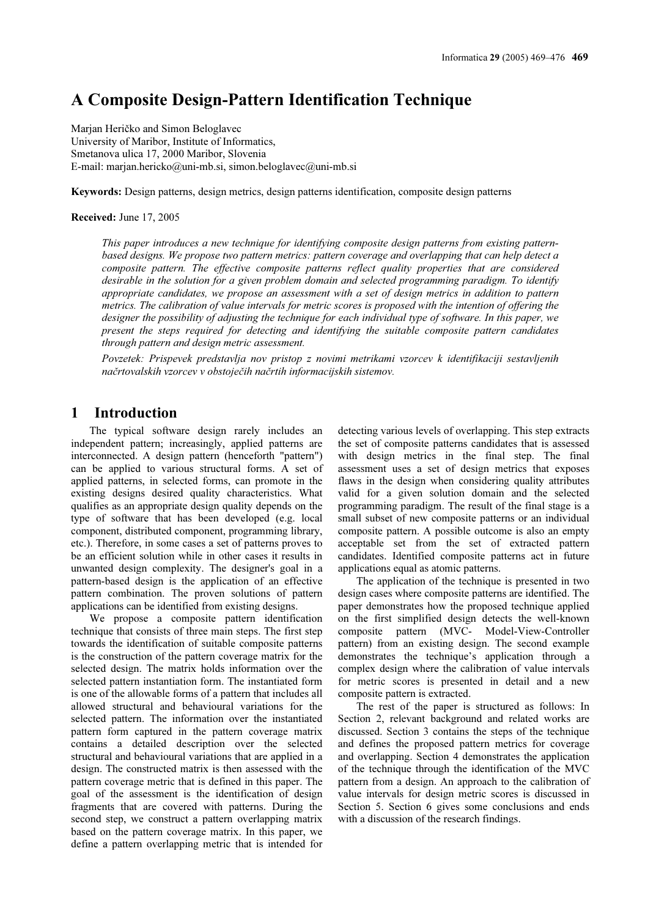# A Composite Design-Pattern Identification Technique

Marjan Heričko and Simon Beloglavec
University of Maribor, Institute of Informatics,
Smetanova ulica 17, 2000 Maribor, Slovenia
E-mail: marjan.hericko@uni-mb.si, simon.beloglavec@uni-mb.si

**Keywords:** Design patterns, design metrics, design patterns identification, composite design patterns

**Received:** June 17, 2005

*This paper introduces a new technique for identifying composite design patterns from existing pattern-based designs. We propose two pattern metrics: pattern coverage and overlapping that can help detect a composite pattern. The effective composite patterns reflect quality properties that are considered desirable in the solution for a given problem domain and selected programming paradigm. To identify appropriate candidates, we propose an assessment with a set of design metrics in addition to pattern metrics. The calibration of value intervals for metric scores is proposed with the intention of offering the designer the possibility of adjusting the technique for each individual type of software. In this paper, we present the steps required for detecting and identifying the suitable composite pattern candidates through pattern and design metric assessment.*

*Povzetek: Prispevek predstavlja nov pristop z novimi metrikami vzorcev k identifikaciji sestavljenih načrtovalskih vzorcev v obstoječih načrtih informacijskih sistemov.*

## 1 Introduction

The typical software design rarely includes an independent pattern; increasingly, applied patterns are interconnected. A design pattern (henceforth "pattern") can be applied to various structural forms. A set of applied patterns, in selected forms, can promote in the existing designs desired quality characteristics. What qualifies as an appropriate design quality depends on the type of software that has been developed (e.g. local component, distributed component, programming library, etc.). Therefore, in some cases a set of patterns proves to be an efficient solution while in other cases it results in unwanted design complexity. The designer's goal in a pattern-based design is the application of an effective pattern combination. The proven solutions of pattern applications can be identified from existing designs.

We propose a composite pattern identification technique that consists of three main steps. The first step towards the identification of suitable composite patterns is the construction of the pattern coverage matrix for the selected design. The matrix holds information over the selected pattern instantiation form. The instantiated form is one of the allowable forms of a pattern that includes all allowed structural and behavioural variations for the selected pattern. The information over the instantiated pattern form captured in the pattern coverage matrix contains a detailed description over the selected structural and behavioural variations that are applied in a design. The constructed matrix is then assessed with the pattern coverage metric that is defined in this paper. The goal of the assessment is the identification of design fragments that are covered with patterns. During the second step, we construct a pattern overlapping matrix based on the pattern coverage matrix. In this paper, we define a pattern overlapping metric that is intended for detecting various levels of overlapping. This step extracts the set of composite patterns candidates that is assessed with design metrics in the final step. The final assessment uses a set of design metrics that exposes flaws in the design when considering quality attributes valid for a given solution domain and the selected programming paradigm. The result of the final stage is a small subset of new composite patterns or an individual composite pattern. A possible outcome is also an empty acceptable set from the set of extracted pattern candidates. Identified composite patterns act in future applications equal as atomic patterns.

The application of the technique is presented in two design cases where composite patterns are identified. The paper demonstrates how the proposed technique applied on the first simplified design detects the well-known composite pattern (MVC- Model-View-Controller pattern) from an existing design. The second example demonstrates the technique's application through a complex design where the calibration of value intervals for metric scores is presented in detail and a new composite pattern is extracted.

The rest of the paper is structured as follows: In Section 2, relevant background and related works are discussed. Section 3 contains the steps of the technique and defines the proposed pattern metrics for coverage and overlapping. Section 4 demonstrates the application of the technique through the identification of the MVC pattern from a design. An approach to the calibration of value intervals for design metric scores is discussed in Section 5. Section 6 gives some conclusions and ends with a discussion of the research findings.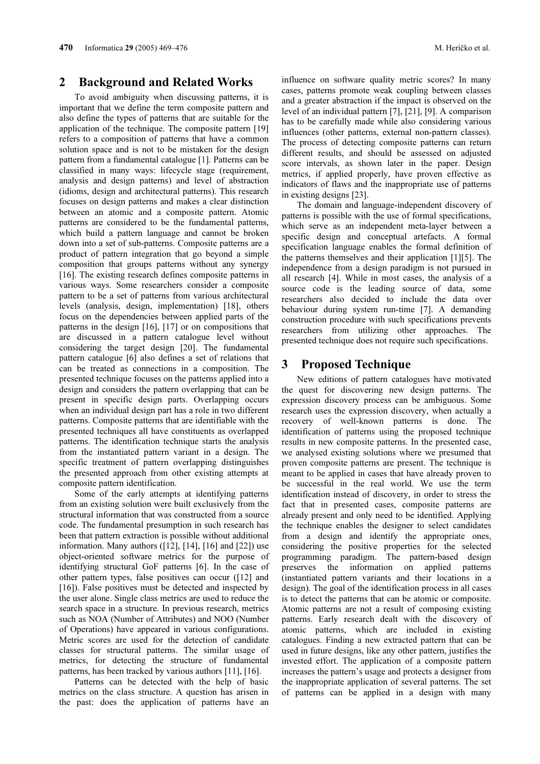## 2 Background and Related Works

To avoid ambiguity when discussing patterns, it is important that we define the term composite pattern and also define the types of patterns that are suitable for the application of the technique. The composite pattern [19] refers to a composition of patterns that have a common solution space and is not to be mistaken for the design pattern from a fundamental catalogue [1]. Patterns can be classified in many ways: lifecycle stage (requirement, analysis and design patterns) and level of abstraction (idioms, design and architectural patterns). This research focuses on design patterns and makes a clear distinction between an atomic and a composite pattern. Atomic patterns are considered to be the fundamental patterns, which build a pattern language and cannot be broken down into a set of sub-patterns. Composite patterns are a product of pattern integration that go beyond a simple composition that groups patterns without any synergy [16]. The existing research defines composite patterns in various ways. Some researchers consider a composite pattern to be a set of patterns from various architectural levels (analysis, design, implementation) [18], others focus on the dependencies between applied parts of the patterns in the design [16], [17] or on compositions that are discussed in a pattern catalogue level without considering the target design [20]. The fundamental pattern catalogue [6] also defines a set of relations that can be treated as connections in a composition. The presented technique focuses on the patterns applied into a design and considers the pattern overlapping that can be present in specific design parts. Overlapping occurs when an individual design part has a role in two different patterns. Composite patterns that are identifiable with the presented techniques all have constituents as overlapped patterns. The identification technique starts the analysis from the instantiated pattern variant in a design. The specific treatment of pattern overlapping distinguishes the presented approach from other existing attempts at composite pattern identification.

Some of the early attempts at identifying patterns from an existing solution were built exclusively from the structural information that was constructed from a source code. The fundamental presumption in such research has been that pattern extraction is possible without additional information. Many authors ([12], [14], [16] and [22]) use object-oriented software metrics for the purpose of identifying structural GoF patterns [6]. In the case of other pattern types, false positives can occur ([12] and [16]). False positives must be detected and inspected by the user alone. Single class metrics are used to reduce the search space in a structure. In previous research, metrics such as NOA (Number of Attributes) and NOO (Number of Operations) have appeared in various configurations. Metric scores are used for the detection of candidate classes for structural patterns. The similar usage of metrics, for detecting the structure of fundamental patterns, has been tracked by various authors [11], [16].

Patterns can be detected with the help of basic metrics on the class structure. A question has arisen in the past: does the application of patterns have an influence on software quality metric scores? In many cases, patterns promote weak coupling between classes and a greater abstraction if the impact is observed on the level of an individual pattern [7], [21], [9]. A comparison has to be carefully made while also considering various influences (other patterns, external non-pattern classes). The process of detecting composite patterns can return different results, and should be assessed on adjusted score intervals, as shown later in the paper. Design metrics, if applied properly, have proven effective as indicators of flaws and the inappropriate use of patterns in existing designs [23].

The domain and language-independent discovery of patterns is possible with the use of formal specifications, which serve as an independent meta-layer between a specific design and conceptual artefacts. A formal specification language enables the formal definition of the patterns themselves and their application [1][5]. The independence from a design paradigm is not pursued in all research [4]. While in most cases, the analysis of a source code is the leading source of data, some researchers also decided to include the data over behaviour during system run-time [7]. A demanding construction procedure with such specifications prevents researchers from utilizing other approaches. The presented technique does not require such specifications.

## 3 Proposed Technique

New editions of pattern catalogues have motivated the quest for discovering new design patterns. The expression discovery process can be ambiguous. Some research uses the expression discovery, when actually a recovery of well-known patterns is done. The identification of patterns using the proposed technique results in new composite patterns. In the presented case, we analysed existing solutions where we presumed that proven composite patterns are present. The technique is meant to be applied in cases that have already proven to be successful in the real world. We use the term identification instead of discovery, in order to stress the fact that in presented cases, composite patterns are already present and only need to be identified. Applying the technique enables the designer to select candidates from a design and identify the appropriate ones, considering the positive properties for the selected programming paradigm. The pattern-based design preserves the information on applied patterns (instantiated pattern variants and their locations in a design). The goal of the identification process in all cases is to detect the patterns that can be atomic or composite. Atomic patterns are not a result of composing existing patterns. Early research dealt with the discovery of atomic patterns, which are included in existing catalogues. Finding a new extracted pattern that can be used in future designs, like any other pattern, justifies the invested effort. The application of a composite pattern increases the pattern's usage and protects a designer from the inappropriate application of several patterns. The set of patterns can be applied in a design with many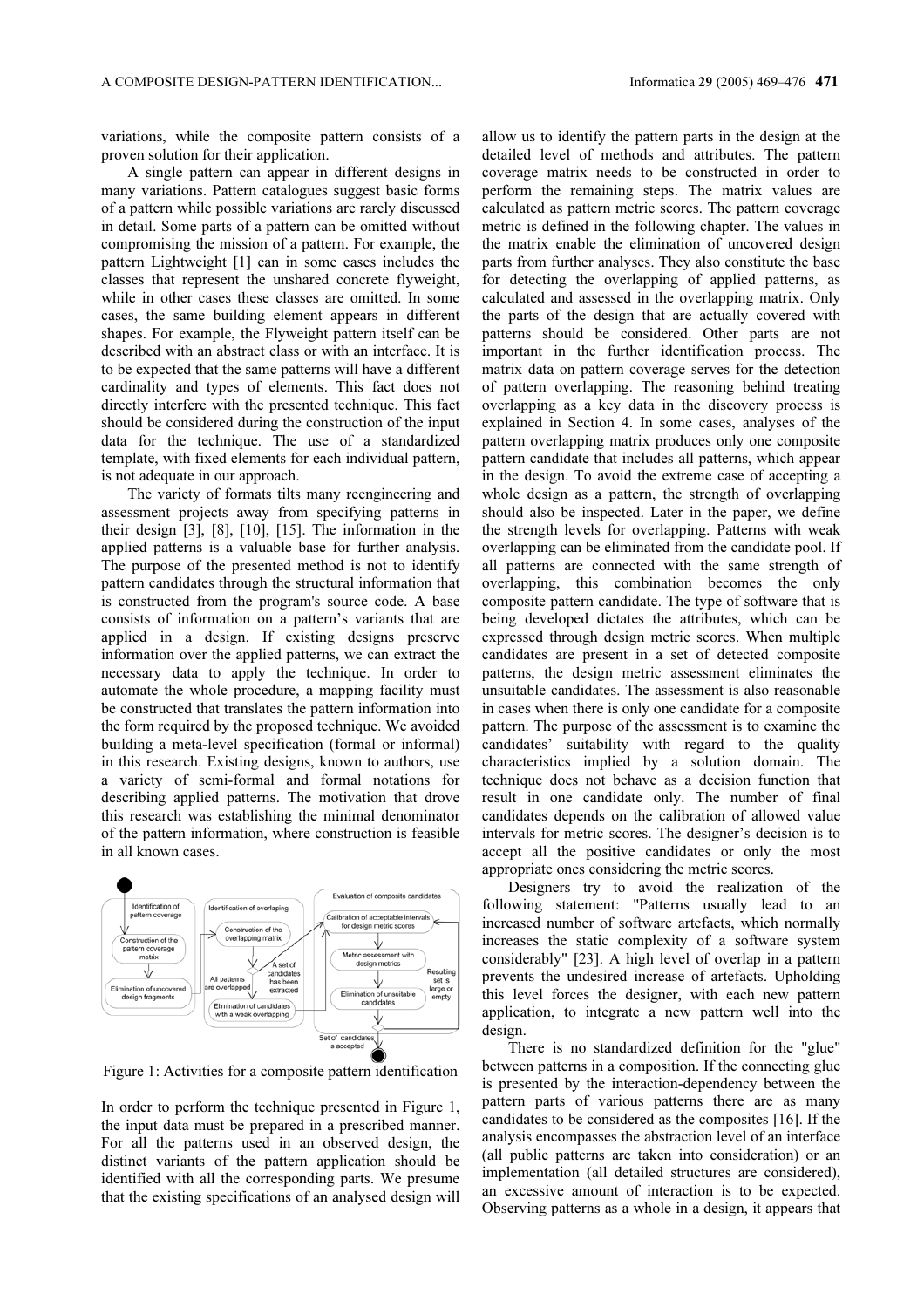variations, while the composite pattern consists of a proven solution for their application.

A single pattern can appear in different designs in many variations. Pattern catalogues suggest basic forms of a pattern while possible variations are rarely discussed in detail. Some parts of a pattern can be omitted without compromising the mission of a pattern. For example, the pattern Lightweight [1] can in some cases includes the classes that represent the unshared concrete flyweight, while in other cases these classes are omitted. In some cases, the same building element appears in different shapes. For example, the Flyweight pattern itself can be described with an abstract class or with an interface. It is to be expected that the same patterns will have a different cardinality and types of elements. This fact does not directly interfere with the presented technique. This fact should be considered during the construction of the input data for the technique. The use of a standardized template, with fixed elements for each individual pattern, is not adequate in our approach.

The variety of formats tilts many reengineering and assessment projects away from specifying patterns in their design [3], [8], [10], [15]. The information in the applied patterns is a valuable base for further analysis. The purpose of the presented method is not to identify pattern candidates through the structural information that is constructed from the program's source code. A base consists of information on a pattern's variants that are applied in a design. If existing designs preserve information over the applied patterns, we can extract the necessary data to apply the technique. In order to automate the whole procedure, a mapping facility must be constructed that translates the pattern information into the form required by the proposed technique. We avoided building a meta-level specification (formal or informal) in this research. Existing designs, known to authors, use a variety of semi-formal and formal notations for describing applied patterns. The motivation that drove this research was establishing the minimal denominator of the pattern information, where construction is feasible in all known cases.

Figure 1: Activities for a composite pattern identification

In order to perform the technique presented in Figure 1, the input data must be prepared in a prescribed manner. For all the patterns used in an observed design, the distinct variants of the pattern application should be identified with all the corresponding parts. We presume that the existing specifications of an analysed design will allow us to identify the pattern parts in the design at the detailed level of methods and attributes. The pattern coverage matrix needs to be constructed in order to perform the remaining steps. The matrix values are calculated as pattern metric scores. The pattern coverage metric is defined in the following chapter. The values in the matrix enable the elimination of uncovered design parts from further analyses. They also constitute the base for detecting the overlapping of applied patterns, as calculated and assessed in the overlapping matrix. Only the parts of the design that are actually covered with patterns should be considered. Other parts are not important in the further identification process. The matrix data on pattern coverage serves for the detection of pattern overlapping. The reasoning behind treating overlapping as a key data in the discovery process is explained in Section 4. In some cases, analyses of the pattern overlapping matrix produces only one composite pattern candidate that includes all patterns, which appear in the design. To avoid the extreme case of accepting a whole design as a pattern, the strength of overlapping should also be inspected. Later in the paper, we define the strength levels for overlapping. Patterns with weak overlapping can be eliminated from the candidate pool. If all patterns are connected with the same strength of overlapping, this combination becomes the only composite pattern candidate. The type of software that is being developed dictates the attributes, which can be expressed through design metric scores. When multiple candidates are present in a set of detected composite patterns, the design metric assessment eliminates the unsuitable candidates. The assessment is also reasonable in cases when there is only one candidate for a composite pattern. The purpose of the assessment is to examine the candidates' suitability with regard to the quality characteristics implied by a solution domain. The technique does not behave as a decision function that result in one candidate only. The number of final candidates depends on the calibration of allowed value intervals for metric scores. The designer's decision is to accept all the positive candidates or only the most appropriate ones considering the metric scores.

Designers try to avoid the realization of the following statement: "Patterns usually lead to an increased number of software artefacts, which normally increases the static complexity of a software system considerably" [23]. A high level of overlap in a pattern prevents the undesired increase of artefacts. Upholding this level forces the designer, with each new pattern application, to integrate a new pattern well into the design.

There is no standardized definition for the "glue" between patterns in a composition. If the connecting glue is presented by the interaction-dependency between the pattern parts of various patterns there are as many candidates to be considered as the composites [16]. If the analysis encompasses the abstraction level of an interface (all public patterns are taken into consideration) or an implementation (all detailed structures are considered), an excessive amount of interaction is to be expected. Observing patterns as a whole in a design, it appears that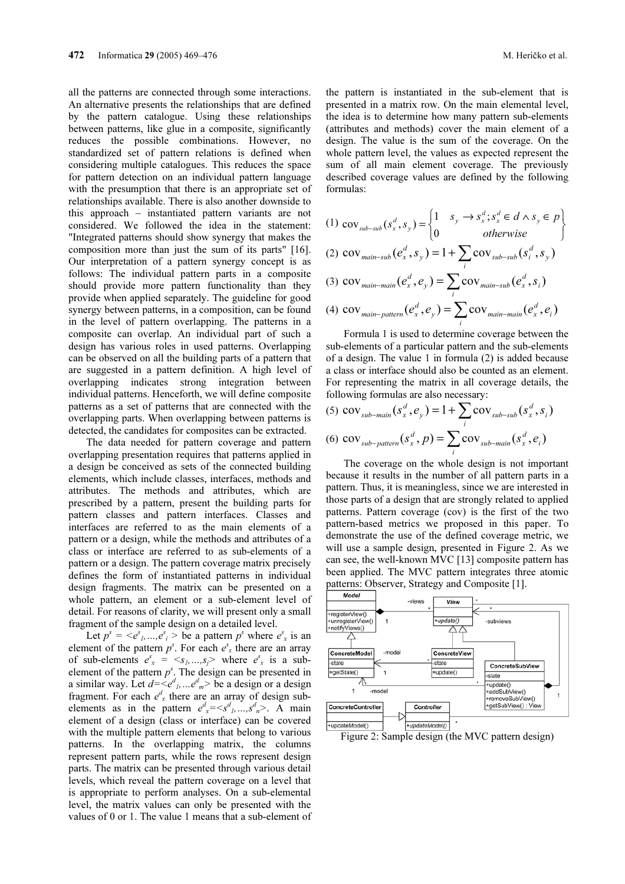all the patterns are connected through some interactions. An alternative presents the relationships that are defined by the pattern catalogue. Using these relationships between patterns, like glue in a composite, significantly reduces the possible combinations. However, no standardized set of pattern relations is defined when considering multiple catalogues. This reduces the space for pattern detection on an individual pattern language with the presumption that there is an appropriate set of relationships available. There is also another downside to this approach – instantiated pattern variants are not considered. We followed the idea in the statement: "Integrated patterns should show synergy that makes the composition more than just the sum of its parts" [16]. Our interpretation of a pattern synergy concept is as follows: The individual pattern parts in a composite should provide more pattern functionality than they provide when applied separately. The guideline for good synergy between patterns, in a composition, can be found in the level of pattern overlapping. The patterns in a composite can overlap. An individual part of such a design has various roles in used patterns. Overlapping can be observed on all the building parts of a pattern that are suggested in a pattern definition. A high level of overlapping indicates strong integration between individual patterns. Henceforth, we will define composite patterns as a set of patterns that are connected with the overlapping parts. When overlapping between patterns is detected, the candidates for composites can be extracted.

The data needed for pattern coverage and pattern overlapping presentation requires that patterns applied in a design be conceived as sets of the connected building elements, which include classes, interfaces, methods and attributes. The methods and attributes, which are prescribed by a pattern, present the building parts for pattern classes and pattern interfaces. Classes and interfaces are referred to as the main elements of a pattern or a design, while the methods and attributes of a class or interface are referred to as sub-elements of a pattern or a design. The pattern coverage matrix precisely defines the form of instantiated patterns in individual design fragments. The matrix can be presented on a whole pattern, an element or a sub-element level of detail. For reasons of clarity, we will present only a small fragment of the sample design on a detailed level.

Let $p^s = <e^s_1, ..., e^s_i>$ be a pattern $p^s$ where $e^s_x$ is an element of the pattern $p^s$. For each $e^s_x$ there are an array of sub-elements $e^s_x = <s_1, ..., s_j>$ where $e^s_x$ is a sub-element of the pattern $p^s$. The design can be presented in a similar way. Let $d = <e^d_1, ... e^d_m>$ be a design or a design fragment. For each $e^d_x$ there are an array of design sub-elements as in the pattern $e^d_x = <s^d_1, ..., s^d_n>$. A main element of a design (class or interface) can be covered with the multiple pattern elements that belong to various patterns. In the overlapping matrix, the columns represent pattern parts, while the rows represent design parts. The matrix can be presented through various detail levels, which reveal the pattern coverage on a level that is appropriate to perform analyses. On a sub-elemental level, the matrix values can only be presented with the values of 0 or 1. The value 1 means that a sub-element of the pattern is instantiated in the sub-element that is presented in a matrix row. On the main elemental level, the idea is to determine how many pattern sub-elements (attributes and methods) cover the main element of a design. The value is the sum of the coverage. On the whole pattern level, the values as expected represent the sum of all main element coverage. The previously described coverage values are defined by the following formulas:

$$(1)\ \operatorname{cov}_{sub-sub}(s^d_x, s_y) = \begin{cases} 1 & s_y \to s^d_x; s^d_x \in d \wedge s_y \in p \\ 0 & otherwise \end{cases}$$

$$(2)\ \operatorname{cov}_{main-sub}(e^d_x, s_y) = 1 + \sum_i \operatorname{cov}_{sub-sub}(s^d_i, s_y)$$

$$(3)\ \operatorname{cov}_{main-main}(e^d_x, e_y) = \sum_i \operatorname{cov}_{main-sub}(e^d_x, s_i)$$

$$(4)\ \operatorname{cov}_{main-pattern}(e^d_x, e_y) = \sum_i \operatorname{cov}_{main-main}(e^d_x, e_i)$$

Formula 1 is used to determine coverage between the sub-elements of a particular pattern and the sub-elements of a design. The value 1 in formula (2) is added because a class or interface should also be counted as an element. For representing the matrix in all coverage details, the following formulas are also necessary:

$$(5)\ \operatorname{cov}_{sub-main}(s^d_x, e_y) = 1 + \sum_i \operatorname{cov}_{sub-sub}(s^d_x, s_i)$$

$$(6)\ \operatorname{cov}_{sub-pattern}(s^d_x, p) = \sum_i \operatorname{cov}_{sub-main}(s^d_x, e_i)$$

The coverage on the whole design is not important because it results in the number of all pattern parts in a pattern. Thus, it is meaningless, since we are interested in those parts of a design that are strongly related to applied patterns. Pattern coverage (cov) is the first of the two pattern-based metrics we proposed in this paper. To demonstrate the use of the defined coverage metric, we will use a sample design, presented in Figure 2. As we can see, the well-known MVC [13] composite pattern has been applied. The MVC pattern integrates three atomic patterns: Observer, Strategy and Composite [1].

Figure 2: Sample design (the MVC pattern design)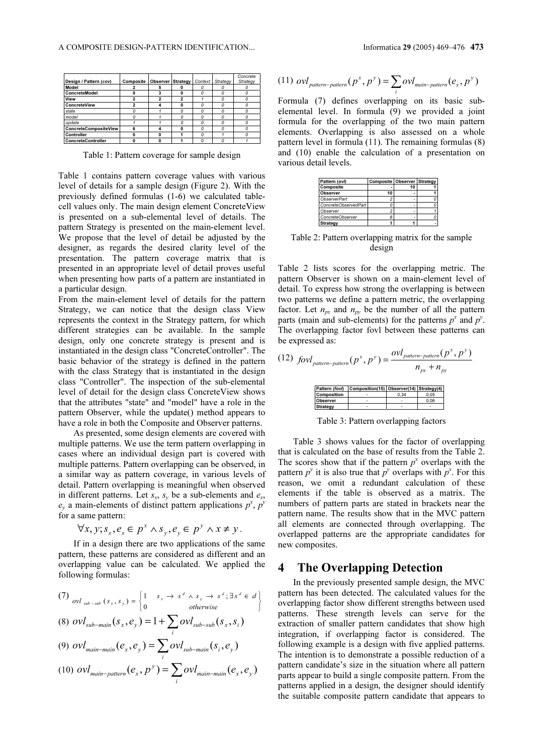| Design / Pattern (cov) | Composite | Observer | Strategy | *Context* | *Strategy* | *Concrete Strategy* |
|---|---|---|---|---|---|---|
| **Model** | **2** | **5** | **0** | *0* | *0* | *0* |
| **ConcreteModel** | **0** | **3** | **0** | *0* | *0* | *0* |
| **View** | **2** | **2** | **2** | *1* | *0* | *0* |
| **ConcreteView** | **2** | **4** | **0** | *0* | *0* | *0* |
| *state* | *0* | *1* | *0* | *0* | *0* | *0* |
| *model* | *0* | *1* | *0* | *0* | *0* | *0* |
| *update* | *1* | *1* | *0* | *0* | *0* | *0* |
| **ConcreteCompositeView** | **6** | **4** | **0** | *0* | *0* | *0* |
| **Controller** | **0** | **0** | **1** | *0* | *1* | *0* |
| **ConcreteController** | **0** | **0** | **1** | *0* | *0* | *1* |

Table 1: Pattern coverage for sample design

Table 1 contains pattern coverage values with various level of details for a sample design (Figure 2). With the previously defined formulas (1-6) we calculated table-cell values only. The main design element ConcreteView is presented on a sub-elemental level of details. The pattern Strategy is presented on the main-element level. We propose that the level of detail be adjusted by the designer, as regards the desired clarity level of the presentation. The pattern coverage matrix that is presented in an appropriate level of detail proves useful when presenting how parts of a pattern are instantiated in a particular design.

From the main-element level of details for the pattern Strategy, we can notice that the design class View represents the context in the Strategy pattern, for which different strategies can be available. In the sample design, only one concrete strategy is present and is instantiated in the design class "ConcreteController". The basic behavior of the strategy is defined in the pattern with the class Strategy that is instantiated in the design class "Controller". The inspection of the sub-elemental level of detail for the design class ConcreteView shows that the attributes "state" and "model" have a role in the pattern Observer, while the update() method appears to have a role in both the Composite and Observer patterns.

As presented, some design elements are covered with multiple patterns. We use the term pattern overlapping in cases where an individual design part is covered with multiple patterns. Pattern overlapping can be observed, in a similar way as pattern coverage, in various levels of detail. Pattern overlapping is meaningful when observed in different patterns. Let $s_x$, $s_y$ be a sub-elements and $e_x$, $e_y$ a main-elements of distinct pattern applications $p^x$, $p^y$ for a same pattern:

$$\forall x, y; s_x, e_x \in p^x \wedge s_y, e_y \in p^y \wedge x \neq y.$$

If in a design there are two applications of the same pattern, these patterns are considered as different and an overlapping value can be calculated. We applied the following formulas:

$$\text{(7)} \quad ovl_{sub-sub}(s_x, s_y) = \begin{cases} 1 & s_x \to s^d \wedge s_y \to s^d; \exists s^d \in d \\ 0 & otherwise \end{cases}$$

$$\text{(8)} \quad ovl_{sub-main}(s_x, e_y) = 1 + \sum_i ovl_{sub-sub}(s_x, s_i)$$

$$\text{(9)} \quad ovl_{main-main}(e_x, e_y) = \sum_i ovl_{sub-main}(s_i, e_y)$$

$$\text{(10)} \quad ovl_{main-pattern}(e_x, p^y) = \sum_i ovl_{main-main}(e_x, e_y)$$

$$\text{(11)} \quad ovl_{pattern-pattern}(p^x, p^y) = \sum_i ovl_{main-pattern}(e_x, p^y)$$

Formula (7) defines overlapping on its basic sub-elemental level. In formula (9) we provided a joint formula for the overlapping of the two main pattern elements. Overlapping is also assessed on a whole pattern level in formula (11). The remaining formulas (8) and (10) enable the calculation of a presentation on various detail levels.

| Pattern (ovl) | Composite | Observer | Strategy |
|---|---|---|---|
| **Composite** | - | **10** | **1** |
| **Observer** | **10** | - | **1** |
| *ObserverPart* | *2* | - | *0* |
| *ConcreteObservedPart* | *0* | - | *0* |
| *Observer* | *2* | - | *1* |
| *ConcreteObserver* | *6* | - | *0* |
| **Strategy** | **1** | **1** | - |

Table 2: Pattern overlapping matrix for the sample design

Table 2 lists scores for the overlapping metric. The pattern Observer is shown on a main-element level of detail. To express how strong the overlapping is between two patterns we define a pattern metric, the overlapping factor. Let $n_{px}$ and $n_{py}$ be the number of all the pattern parts (main and sub-elements) for the patterns $p^x$ and $p^y$. The overlapping factor fovl between these patterns can be expressed as:

$$\text{(12)} \quad fovl_{pattern-pattern}(p^x, p^y) = \frac{ovl_{pattern-pattern}(p^x, p^y)}{n_{px} + n_{py}}$$

| Pattern (fovl) | Composition(15) | Observer(14) | Strategy(4) |
|---|---|---|---|
| **Composition** | - | 0,34 | 0,05 |
| **Observer** | - | - | 0,06 |
| **Strategy** | - | - | - |

Table 3: Pattern overlapping factors

Table 3 shows values for the factor of overlapping that is calculated on the base of results from the Table 2. The scores show that if the pattern $p^x$ overlaps with the pattern $p^y$ it is also true that $p^y$ overlaps with $p^x$. For this reason, we omit a redundant calculation of these elements if the table is observed as a matrix. The numbers of pattern parts are stated in brackets near the pattern name. The results show that in the MVC pattern all elements are connected through overlapping. The overlapped patterns are the appropriate candidates for new composites.

## 4 The Overlapping Detection

In the previously presented sample design, the MVC pattern has been detected. The calculated values for the overlapping factor show different strengths between used patterns. These strength levels can serve for the extraction of smaller pattern candidates that show high integration, if overlapping factor is considered. The following example is a design with five applied patterns. The intention is to demonstrate a possible reduction of a pattern candidate's size in the situation where all pattern parts appear to build a single composite pattern. From the patterns applied in a design, the designer should identify the suitable composite pattern candidate that appears to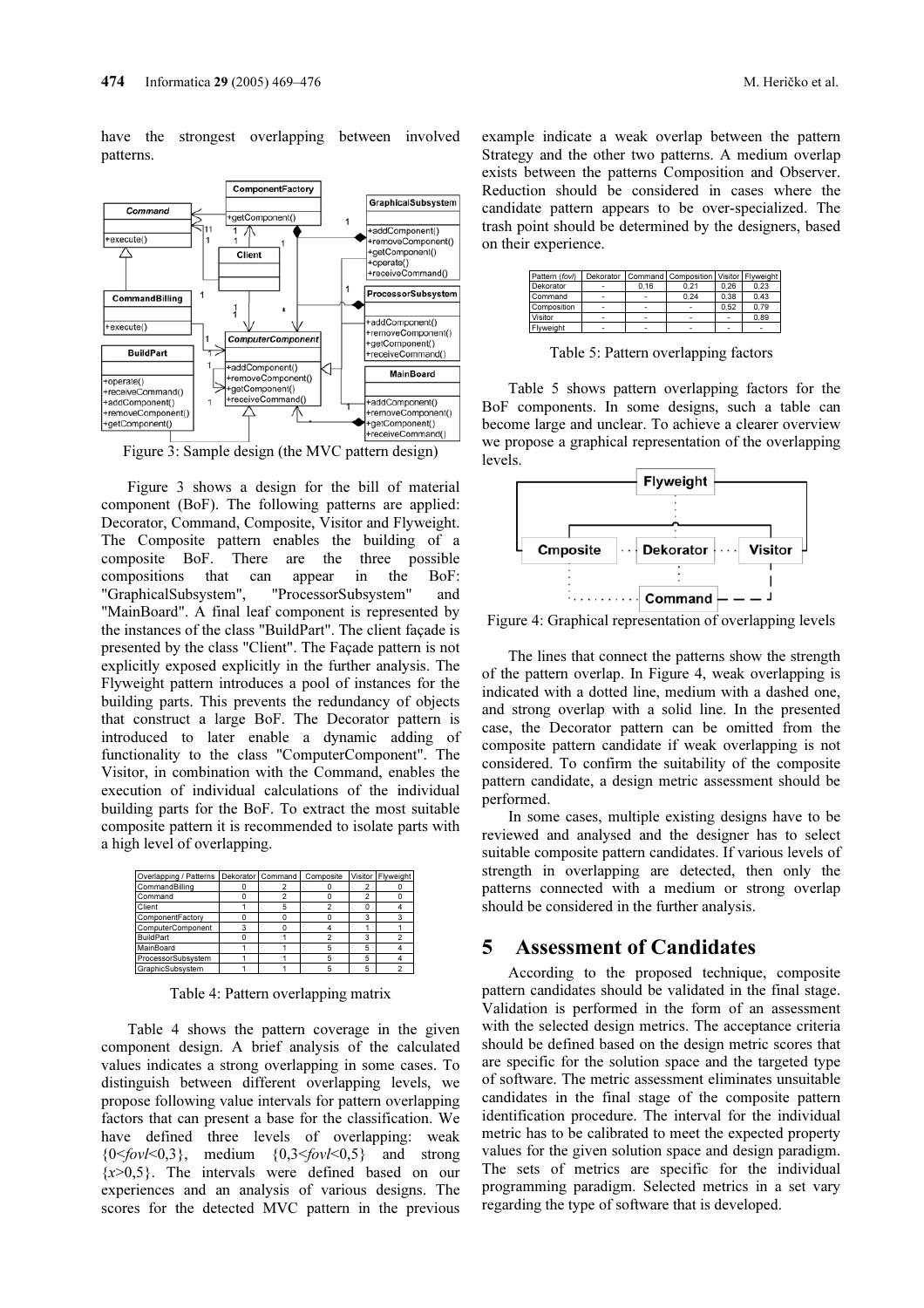have the strongest overlapping between involved patterns.

Figure 3: Sample design (the MVC pattern design)

Figure 3 shows a design for the bill of material component (BoF). The following patterns are applied: Decorator, Command, Composite, Visitor and Flyweight. The Composite pattern enables the building of a composite BoF. There are the three possible compositions that can appear in the BoF: "GraphicalSubsystem", "ProcessorSubsystem" and "MainBoard". A final leaf component is represented by the instances of the class "BuildPart". The client façade is presented by the class "Client". The Façade pattern is not explicitly exposed explicitly in the further analysis. The Flyweight pattern introduces a pool of instances for the building parts. This prevents the redundancy of objects that construct a large BoF. The Decorator pattern is introduced to later enable a dynamic adding of functionality to the class "ComputerComponent". The Visitor, in combination with the Command, enables the execution of individual calculations of the individual building parts for the BoF. To extract the most suitable composite pattern it is recommended to isolate parts with a high level of overlapping.

| Overlapping / Patterns | Dekorator | Command | Composite | Visitor | Flyweight |
|---|---|---|---|---|---|
| CommandBilling | 0 | 2 | 0 | 2 | 0 |
| Command | 0 | 2 | 0 | 2 | 0 |
| Client | 1 | 5 | 2 | 0 | 4 |
| ComponentFactory | 0 | 0 | 0 | 3 | 3 |
| ComputerComponent | 3 | 0 | 4 | 1 | 1 |
| BuildPart | 0 | 1 | 2 | 3 | 2 |
| MainBoard | 1 | 1 | 5 | 5 | 4 |
| ProcessorSubsystem | 1 | 1 | 5 | 5 | 4 |
| GraphicSubsystem | 1 | 1 | 5 | 5 | 2 |

Table 4: Pattern overlapping matrix

Table 4 shows the pattern coverage in the given component design. A brief analysis of the calculated values indicates a strong overlapping in some cases. To distinguish between different overlapping levels, we propose following value intervals for pattern overlapping factors that can present a base for the classification. We have defined three levels of overlapping: weak $\{0<fovl<0{,}3\}$, medium $\{0{,}3<fovl<0{,}5\}$ and strong $\{x>0{,}5\}$. The intervals were defined based on our experiences and an analysis of various designs. The scores for the detected MVC pattern in the previous example indicate a weak overlap between the pattern Strategy and the other two patterns. A medium overlap exists between the patterns Composition and Observer. Reduction should be considered in cases where the candidate pattern appears to be over-specialized. The trash point should be determined by the designers, based on their experience.

| Pattern (*fovl*) | Dekorator | Command | Composition | Visitor | Flyweight |
|---|---|---|---|---|---|
| Dekorator | - | 0,16 | 0,21 | 0,26 | 0,23 |
| Command | - | - | 0,24 | 0,38 | 0,43 |
| Composition | - | - | - | 0,52 | 0,79 |
| Visitor | - | - | - | - | 0,89 |
| Flyweight | - | - | - | - | - |

Table 5: Pattern overlapping factors

Table 5 shows pattern overlapping factors for the BoF components. In some designs, such a table can become large and unclear. To achieve a clearer overview we propose a graphical representation of the overlapping levels.

Figure 4: Graphical representation of overlapping levels

The lines that connect the patterns show the strength of the pattern overlap. In Figure 4, weak overlapping is indicated with a dotted line, medium with a dashed one, and strong overlap with a solid line. In the presented case, the Decorator pattern can be omitted from the composite pattern candidate if weak overlapping is not considered. To confirm the suitability of the composite pattern candidate, a design metric assessment should be performed.

In some cases, multiple existing designs have to be reviewed and analysed and the designer has to select suitable composite pattern candidates. If various levels of strength in overlapping are detected, then only the patterns connected with a medium or strong overlap should be considered in the further analysis.

## 5 Assessment of Candidates

According to the proposed technique, composite pattern candidates should be validated in the final stage. Validation is performed in the form of an assessment with the selected design metrics. The acceptance criteria should be defined based on the design metric scores that are specific for the solution space and the targeted type of software. The metric assessment eliminates unsuitable candidates in the final stage of the composite pattern identification procedure. The interval for the individual metric has to be calibrated to meet the expected property values for the given solution space and design paradigm. The sets of metrics are specific for the individual programming paradigm. Selected metrics in a set vary regarding the type of software that is developed.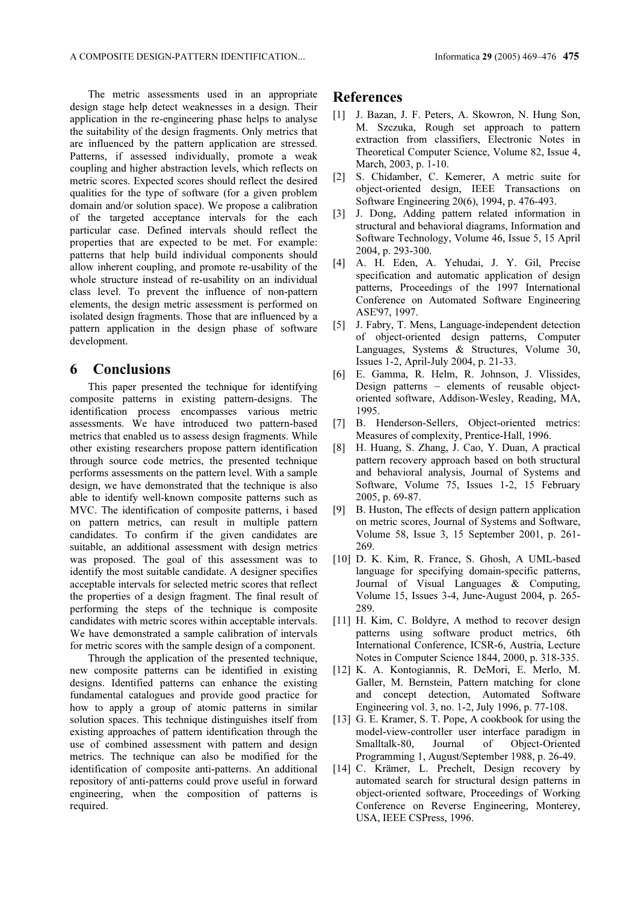The metric assessments used in an appropriate design stage help detect weaknesses in a design. Their application in the re-engineering phase helps to analyse the suitability of the design fragments. Only metrics that are influenced by the pattern application are stressed. Patterns, if assessed individually, promote a weak coupling and higher abstraction levels, which reflects on metric scores. Expected scores should reflect the desired qualities for the type of software (for a given problem domain and/or solution space). We propose a calibration of the targeted acceptance intervals for the each particular case. Defined intervals should reflect the properties that are expected to be met. For example: patterns that help build individual components should allow inherent coupling, and promote re-usability of the whole structure instead of re-usability on an individual class level. To prevent the influence of non-pattern elements, the design metric assessment is performed on isolated design fragments. Those that are influenced by a pattern application in the design phase of software development.

## 6 Conclusions

This paper presented the technique for identifying composite patterns in existing pattern-designs. The identification process encompasses various metric assessments. We have introduced two pattern-based metrics that enabled us to assess design fragments. While other existing researchers propose pattern identification through source code metrics, the presented technique performs assessments on the pattern level. With a sample design, we have demonstrated that the technique is also able to identify well-known composite patterns such as MVC. The identification of composite patterns, i based on pattern metrics, can result in multiple pattern candidates. To confirm if the given candidates are suitable, an additional assessment with design metrics was proposed. The goal of this assessment was to identify the most suitable candidate. A designer specifies acceptable intervals for selected metric scores that reflect the properties of a design fragment. The final result of performing the steps of the technique is composite candidates with metric scores within acceptable intervals. We have demonstrated a sample calibration of intervals for metric scores with the sample design of a component.

Through the application of the presented technique, new composite patterns can be identified in existing designs. Identified patterns can enhance the existing fundamental catalogues and provide good practice for how to apply a group of atomic patterns in similar solution spaces. This technique distinguishes itself from existing approaches of pattern identification through the use of combined assessment with pattern and design metrics. The technique can also be modified for the identification of composite anti-patterns. An additional repository of anti-patterns could prove useful in forward engineering, when the composition of patterns is required.

## References

[1] J. Bazan, J. F. Peters, A. Skowron, N. Hung Son, M. Szczuka, Rough set approach to pattern extraction from classifiers, Electronic Notes in Theoretical Computer Science, Volume 82, Issue 4, March, 2003, p. 1-10.

[2] S. Chidamber, C. Kemerer, A metric suite for object-oriented design, IEEE Transactions on Software Engineering 20(6), 1994, p. 476-493.

[3] J. Dong, Adding pattern related information in structural and behavioral diagrams, Information and Software Technology, Volume 46, Issue 5, 15 April 2004, p. 293-300.

[4] A. H. Eden, A. Yehudai, J. Y. Gil, Precise specification and automatic application of design patterns, Proceedings of the 1997 International Conference on Automated Software Engineering ASE'97, 1997.

[5] J. Fabry, T. Mens, Language-independent detection of object-oriented design patterns, Computer Languages, Systems & Structures, Volume 30, Issues 1-2, April-July 2004, p. 21-33.

[6] E. Gamma, R. Helm, R. Johnson, J. Vlissides, Design patterns – elements of reusable object-oriented software, Addison-Wesley, Reading, MA, 1995.

[7] B. Henderson-Sellers, Object-oriented metrics: Measures of complexity, Prentice-Hall, 1996.

[8] H. Huang, S. Zhang, J. Cao, Y. Duan, A practical pattern recovery approach based on both structural and behavioral analysis, Journal of Systems and Software, Volume 75, Issues 1-2, 15 February 2005, p. 69-87.

[9] B. Huston, The effects of design pattern application on metric scores, Journal of Systems and Software, Volume 58, Issue 3, 15 September 2001, p. 261-269.

[10] D. K. Kim, R. France, S. Ghosh, A UML-based language for specifying domain-specific patterns, Journal of Visual Languages & Computing, Volume 15, Issues 3-4, June-August 2004, p. 265-289.

[11] H. Kim, C. Boldyre, A method to recover design patterns using software product metrics, 6th International Conference, ICSR-6, Austria, Lecture Notes in Computer Science 1844, 2000, p. 318-335.

[12] K. A. Kontogiannis, R. DeMori, E. Merlo, M. Galler, M. Bernstein, Pattern matching for clone and concept detection, Automated Software Engineering vol. 3, no. 1-2, July 1996, p. 77-108.

[13] G. E. Kramer, S. T. Pope, A cookbook for using the model-view-controller user interface paradigm in Smalltalk-80, Journal of Object-Oriented Programming 1, August/September 1988, p. 26-49.

[14] C. Krämer, L. Prechelt, Design recovery by automated search for structural design patterns in object-oriented software, Proceedings of Working Conference on Reverse Engineering, Monterey, USA, IEEE CSPress, 1996.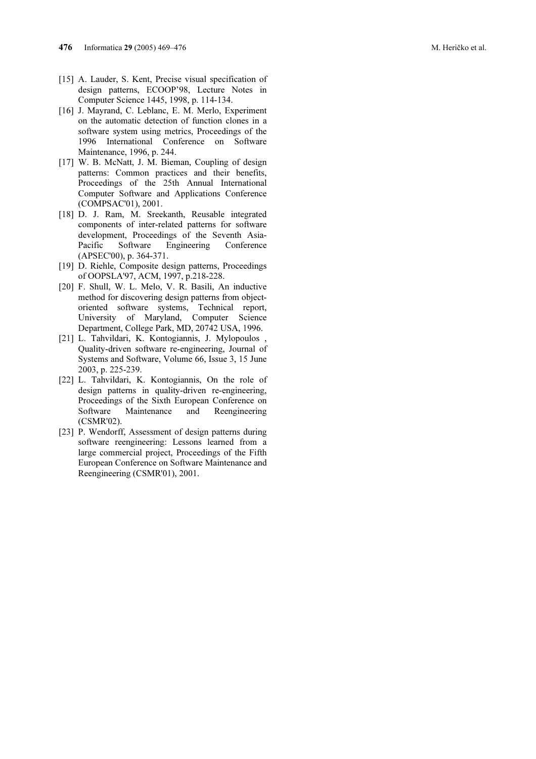[15] A. Lauder, S. Kent, Precise visual specification of design patterns, ECOOP'98, Lecture Notes in Computer Science 1445, 1998, p. 114-134.

[16] J. Mayrand, C. Leblanc, E. M. Merlo, Experiment on the automatic detection of function clones in a software system using metrics, Proceedings of the 1996 International Conference on Software Maintenance, 1996, p. 244.

[17] W. B. McNatt, J. M. Bieman, Coupling of design patterns: Common practices and their benefits, Proceedings of the 25th Annual International Computer Software and Applications Conference (COMPSAC'01), 2001.

[18] D. J. Ram, M. Sreekanth, Reusable integrated components of inter-related patterns for software development, Proceedings of the Seventh Asia-Pacific Software Engineering Conference (APSEC'00), p. 364-371.

[19] D. Riehle, Composite design patterns, Proceedings of OOPSLA'97, ACM, 1997, p.218-228.

[20] F. Shull, W. L. Melo, V. R. Basili, An inductive method for discovering design patterns from object-oriented software systems, Technical report, University of Maryland, Computer Science Department, College Park, MD, 20742 USA, 1996.

[21] L. Tahvildari, K. Kontogiannis, J. Mylopoulos , Quality-driven software re-engineering, Journal of Systems and Software, Volume 66, Issue 3, 15 June 2003, p. 225-239.

[22] L. Tahvildari, K. Kontogiannis, On the role of design patterns in quality-driven re-engineering, Proceedings of the Sixth European Conference on Software Maintenance and Reengineering (CSMR'02).

[23] P. Wendorff, Assessment of design patterns during software reengineering: Lessons learned from a large commercial project, Proceedings of the Fifth European Conference on Software Maintenance and Reengineering (CSMR'01), 2001.